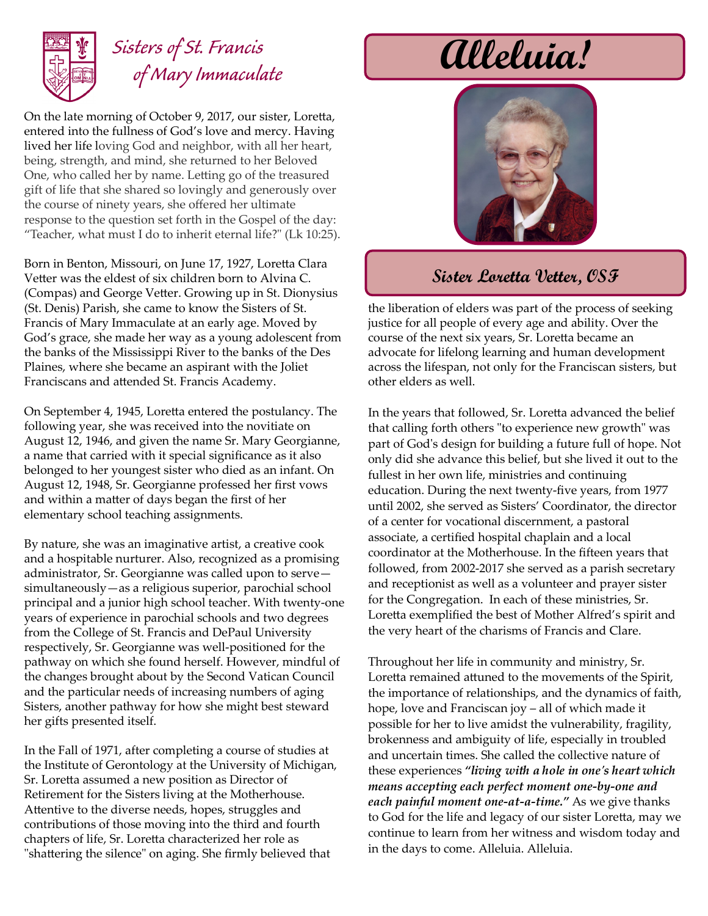# Sisters of St. Francis of Mary Immaculate

# Alleluia!

## Sister Loretta Vetter, OSF

On the late morning of October 9, 2017, our sister, Loretta, entered into the fullness of God's love and mercy. Having lived her life loving God and neighbor, with all her heart, being, strength, and mind, she returned to her Beloved One, who called her by name. Letting go of the treasured gift of life that she shared so lovingly and generously over the course of ninety years, she offered her ultimate response to the question set forth in the Gospel of the day: "Teacher, what must I do to inherit eternal life?" (Lk 10:25).

Born in Benton, Missouri, on June 17, 1927, Loretta Clara Vetter was the eldest of six children born to Alvina C. (Compas) and George Vetter. Growing up in St. Dionysius (St. Denis) Parish, she came to know the Sisters of St. Francis of Mary Immaculate at an early age. Moved by God's grace, she made her way as a young adolescent from the banks of the Mississippi River to the banks of the Des Plaines, where she became an aspirant with the Joliet Franciscans and attended St. Francis Academy.

On September 4, 1945, Loretta entered the postulancy. The following year, she was received into the novitiate on August 12, 1946, and given the name Sr. Mary Georgianne, a name that carried with it special significance as it also belonged to her youngest sister who died as an infant. On August 12, 1948, Sr. Georgianne professed her first vows and within a matter of days began the first of her elementary school teaching assignments.

By nature, she was an imaginative artist, a creative cook and a hospitable nurturer. Also, recognized as a promising administrator, Sr. Georgianne was called upon to serve—simultaneously—as a religious superior, parochial school principal and a junior high school teacher. With twenty-one years of experience in parochial schools and two degrees from the College of St. Francis and DePaul University respectively, Sr. Georgianne was well-positioned for the pathway on which she found herself. However, mindful of the changes brought about by the Second Vatican Council and the particular needs of increasing numbers of aging Sisters, another pathway for how she might best steward her gifts presented itself.

In the Fall of 1971, after completing a course of studies at the Institute of Gerontology at the University of Michigan, Sr. Loretta assumed a new position as Director of Retirement for the Sisters living at the Motherhouse. Attentive to the diverse needs, hopes, struggles and contributions of those moving into the third and fourth chapters of life, Sr. Loretta characterized her role as "shattering the silence" on aging. She firmly believed that the liberation of elders was part of the process of seeking justice for all people of every age and ability. Over the course of the next six years, Sr. Loretta became an advocate for lifelong learning and human development across the lifespan, not only for the Franciscan sisters, but other elders as well.

In the years that followed, Sr. Loretta advanced the belief that calling forth others "to experience new growth" was part of God's design for building a future full of hope. Not only did she advance this belief, but she lived it out to the fullest in her own life, ministries and continuing education. During the next twenty-five years, from 1977 until 2002, she served as Sisters' Coordinator, the director of a center for vocational discernment, a pastoral associate, a certified hospital chaplain and a local coordinator at the Motherhouse. In the fifteen years that followed, from 2002-2017 she served as a parish secretary and receptionist as well as a volunteer and prayer sister for the Congregation. In each of these ministries, Sr. Loretta exemplified the best of Mother Alfred's spirit and the very heart of the charisms of Francis and Clare.

Throughout her life in community and ministry, Sr. Loretta remained attuned to the movements of the Spirit, the importance of relationships, and the dynamics of faith, hope, love and Franciscan joy – all of which made it possible for her to live amidst the vulnerability, fragility, brokenness and ambiguity of life, especially in troubled and uncertain times. She called the collective nature of these experiences ***"living with a hole in one's heart which means accepting each perfect moment one-by-one and each painful moment one-at-a-time."*** As we give thanks to God for the life and legacy of our sister Loretta, may we continue to learn from her witness and wisdom today and in the days to come. Alleluia. Alleluia.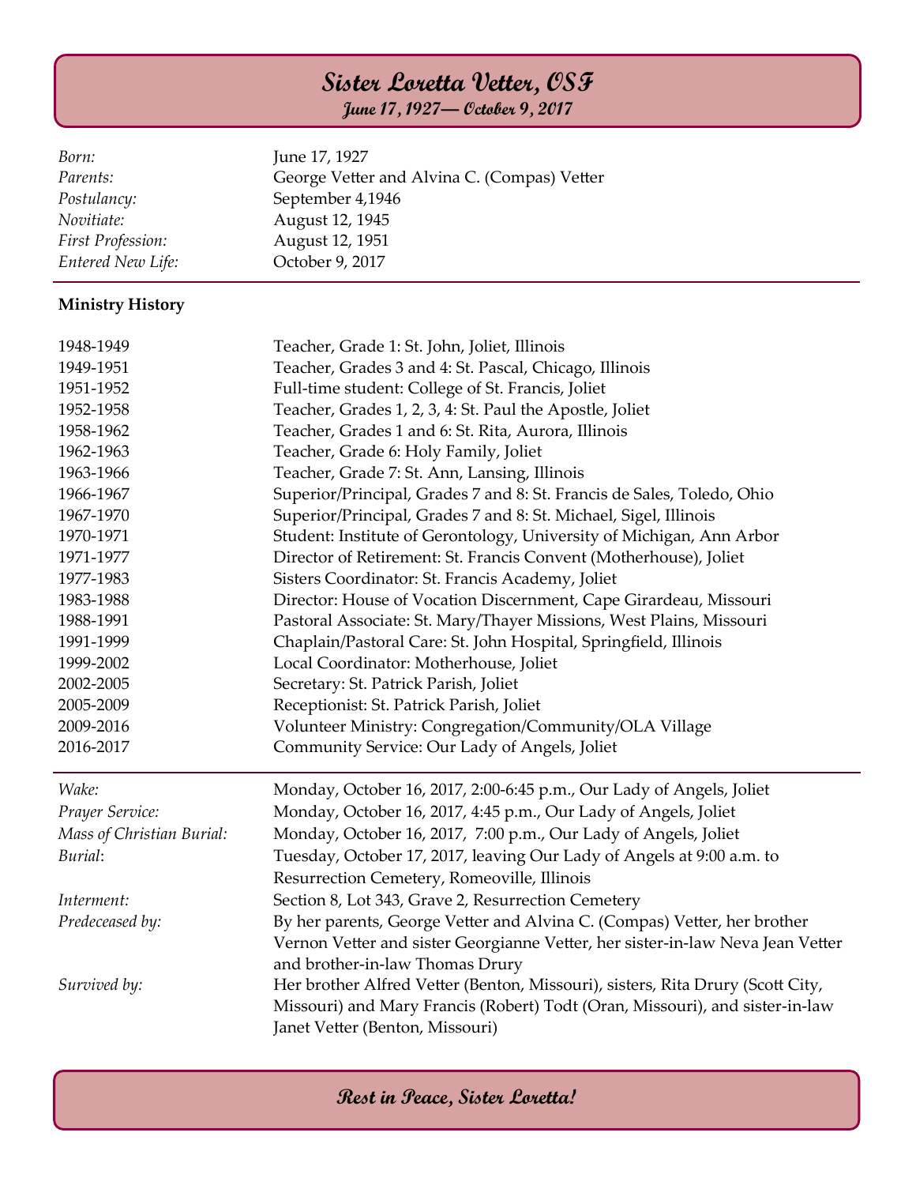# Sister Loretta Vetter, OSF

**June 17, 1927— October 9, 2017**

| | |
|---|---|
| *Born:* | June 17, 1927 |
| *Parents:* | George Vetter and Alvina C. (Compas) Vetter |
| *Postulancy:* | September 4,1946 |
| *Novitiate:* | August 12, 1945 |
| *First Profession:* | August 12, 1951 |
| *Entered New Life:* | October 9, 2017 |

## Ministry History

| | |
|---|---|
| 1948-1949 | Teacher, Grade 1: St. John, Joliet, Illinois |
| 1949-1951 | Teacher, Grades 3 and 4: St. Pascal, Chicago, Illinois |
| 1951-1952 | Full-time student: College of St. Francis, Joliet |
| 1952-1958 | Teacher, Grades 1, 2, 3, 4: St. Paul the Apostle, Joliet |
| 1958-1962 | Teacher, Grades 1 and 6: St. Rita, Aurora, Illinois |
| 1962-1963 | Teacher, Grade 6: Holy Family, Joliet |
| 1963-1966 | Teacher, Grade 7: St. Ann, Lansing, Illinois |
| 1966-1967 | Superior/Principal, Grades 7 and 8: St. Francis de Sales, Toledo, Ohio |
| 1967-1970 | Superior/Principal, Grades 7 and 8: St. Michael, Sigel, Illinois |
| 1970-1971 | Student: Institute of Gerontology, University of Michigan, Ann Arbor |
| 1971-1977 | Director of Retirement: St. Francis Convent (Motherhouse), Joliet |
| 1977-1983 | Sisters Coordinator: St. Francis Academy, Joliet |
| 1983-1988 | Director: House of Vocation Discernment, Cape Girardeau, Missouri |
| 1988-1991 | Pastoral Associate: St. Mary/Thayer Missions, West Plains, Missouri |
| 1991-1999 | Chaplain/Pastoral Care: St. John Hospital, Springfield, Illinois |
| 1999-2002 | Local Coordinator: Motherhouse, Joliet |
| 2002-2005 | Secretary: St. Patrick Parish, Joliet |
| 2005-2009 | Receptionist: St. Patrick Parish, Joliet |
| 2009-2016 | Volunteer Ministry: Congregation/Community/OLA Village |
| 2016-2017 | Community Service: Our Lady of Angels, Joliet |

| | |
|---|---|
| *Wake:* | Monday, October 16, 2017, 2:00-6:45 p.m., Our Lady of Angels, Joliet |
| *Prayer Service:* | Monday, October 16, 2017, 4:45 p.m., Our Lady of Angels, Joliet |
| *Mass of Christian Burial:* | Monday, October 16, 2017, 7:00 p.m., Our Lady of Angels, Joliet |
| *Burial:* | Tuesday, October 17, 2017, leaving Our Lady of Angels at 9:00 a.m. to Resurrection Cemetery, Romeoville, Illinois |
| *Interment:* | Section 8, Lot 343, Grave 2, Resurrection Cemetery |
| *Predeceased by:* | By her parents, George Vetter and Alvina C. (Compas) Vetter, her brother Vernon Vetter and sister Georgianne Vetter, her sister-in-law Neva Jean Vetter and brother-in-law Thomas Drury |
| *Survived by:* | Her brother Alfred Vetter (Benton, Missouri), sisters, Rita Drury (Scott City, Missouri) and Mary Francis (Robert) Todt (Oran, Missouri), and sister-in-law Janet Vetter (Benton, Missouri) |

**Rest in Peace, Sister Loretta!**